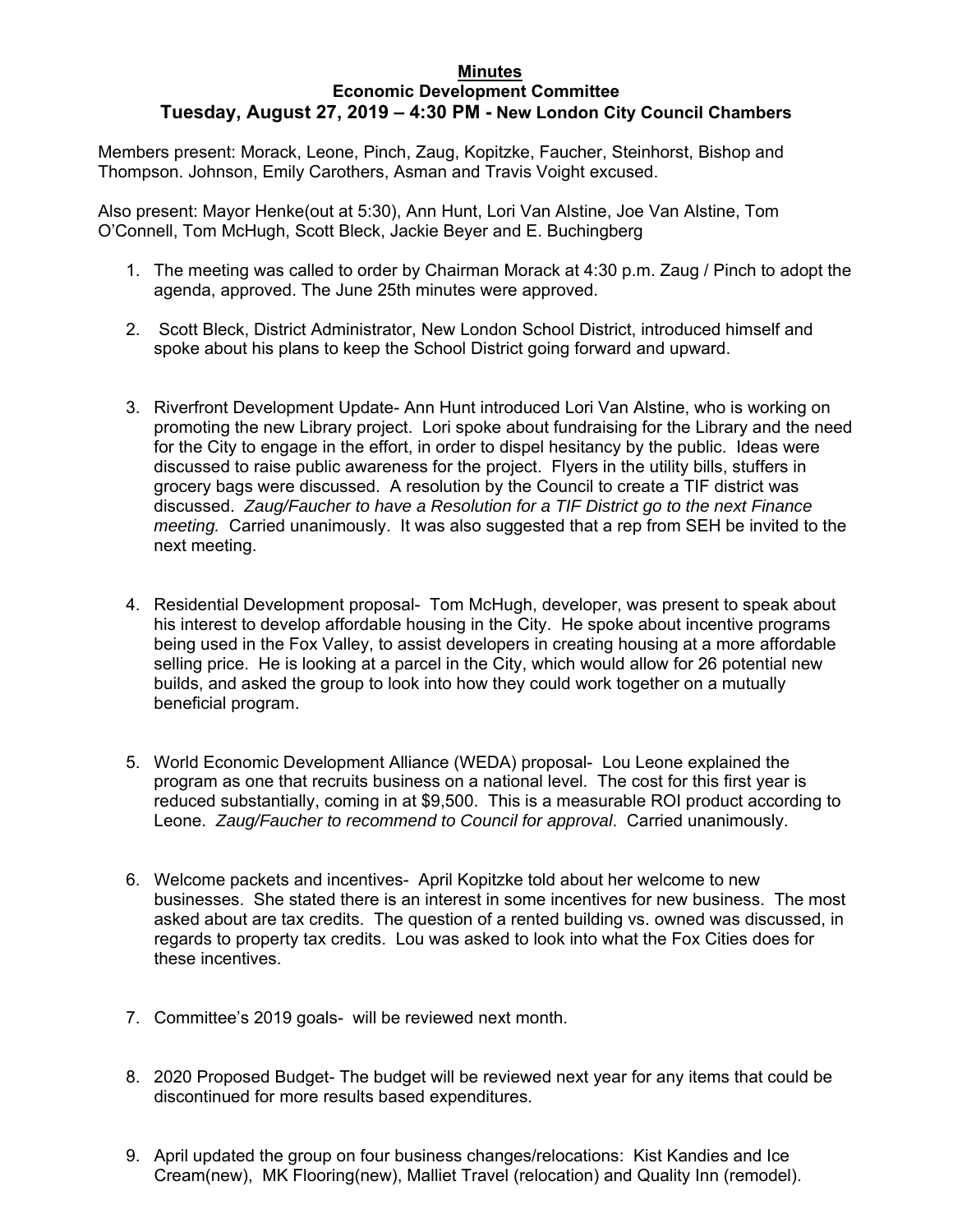**Minutes**

**Economic Development Committee**

**Tuesday, August 27, 2019 – 4:30 PM - New London City Council Chambers**

Members present: Morack, Leone, Pinch, Zaug, Kopitzke, Faucher, Steinhorst, Bishop and Thompson. Johnson, Emily Carothers, Asman and Travis Voight excused.

Also present: Mayor Henke(out at 5:30), Ann Hunt, Lori Van Alstine, Joe Van Alstine, Tom O'Connell, Tom McHugh, Scott Bleck, Jackie Beyer and E. Buchingberg

1. The meeting was called to order by Chairman Morack at 4:30 p.m. Zaug / Pinch to adopt the agenda, approved. The June 25th minutes were approved.

2. Scott Bleck, District Administrator, New London School District, introduced himself and spoke about his plans to keep the School District going forward and upward.

3. Riverfront Development Update- Ann Hunt introduced Lori Van Alstine, who is working on promoting the new Library project. Lori spoke about fundraising for the Library and the need for the City to engage in the effort, in order to dispel hesitancy by the public. Ideas were discussed to raise public awareness for the project. Flyers in the utility bills, stuffers in grocery bags were discussed. A resolution by the Council to create a TIF district was discussed. *Zaug/Faucher to have a Resolution for a TIF District go to the next Finance meeting.* Carried unanimously. It was also suggested that a rep from SEH be invited to the next meeting.

4. Residential Development proposal- Tom McHugh, developer, was present to speak about his interest to develop affordable housing in the City. He spoke about incentive programs being used in the Fox Valley, to assist developers in creating housing at a more affordable selling price. He is looking at a parcel in the City, which would allow for 26 potential new builds, and asked the group to look into how they could work together on a mutually beneficial program.

5. World Economic Development Alliance (WEDA) proposal- Lou Leone explained the program as one that recruits business on a national level. The cost for this first year is reduced substantially, coming in at $9,500. This is a measurable ROI product according to Leone. *Zaug/Faucher to recommend to Council for approval*. Carried unanimously.

6. Welcome packets and incentives- April Kopitzke told about her welcome to new businesses. She stated there is an interest in some incentives for new business. The most asked about are tax credits. The question of a rented building vs. owned was discussed, in regards to property tax credits. Lou was asked to look into what the Fox Cities does for these incentives.

7. Committee's 2019 goals- will be reviewed next month.

8. 2020 Proposed Budget- The budget will be reviewed next year for any items that could be discontinued for more results based expenditures.

9. April updated the group on four business changes/relocations: Kist Kandies and Ice Cream(new), MK Flooring(new), Malliet Travel (relocation) and Quality Inn (remodel).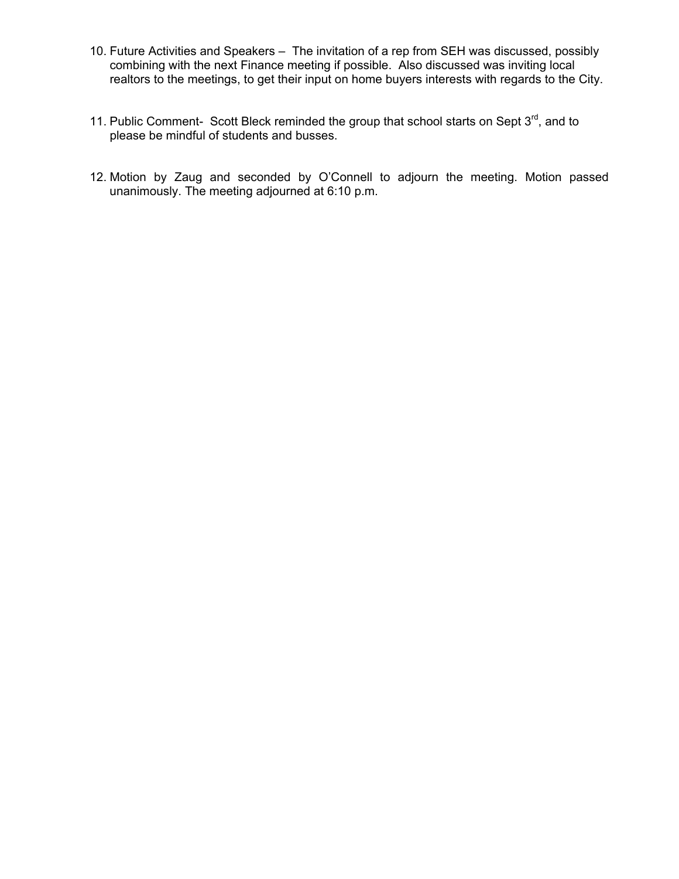10. Future Activities and Speakers – The invitation of a rep from SEH was discussed, possibly combining with the next Finance meeting if possible. Also discussed was inviting local realtors to the meetings, to get their input on home buyers interests with regards to the City.

11. Public Comment- Scott Bleck reminded the group that school starts on Sept 3rd, and to please be mindful of students and busses.

12. Motion by Zaug and seconded by O'Connell to adjourn the meeting. Motion passed unanimously. The meeting adjourned at 6:10 p.m.